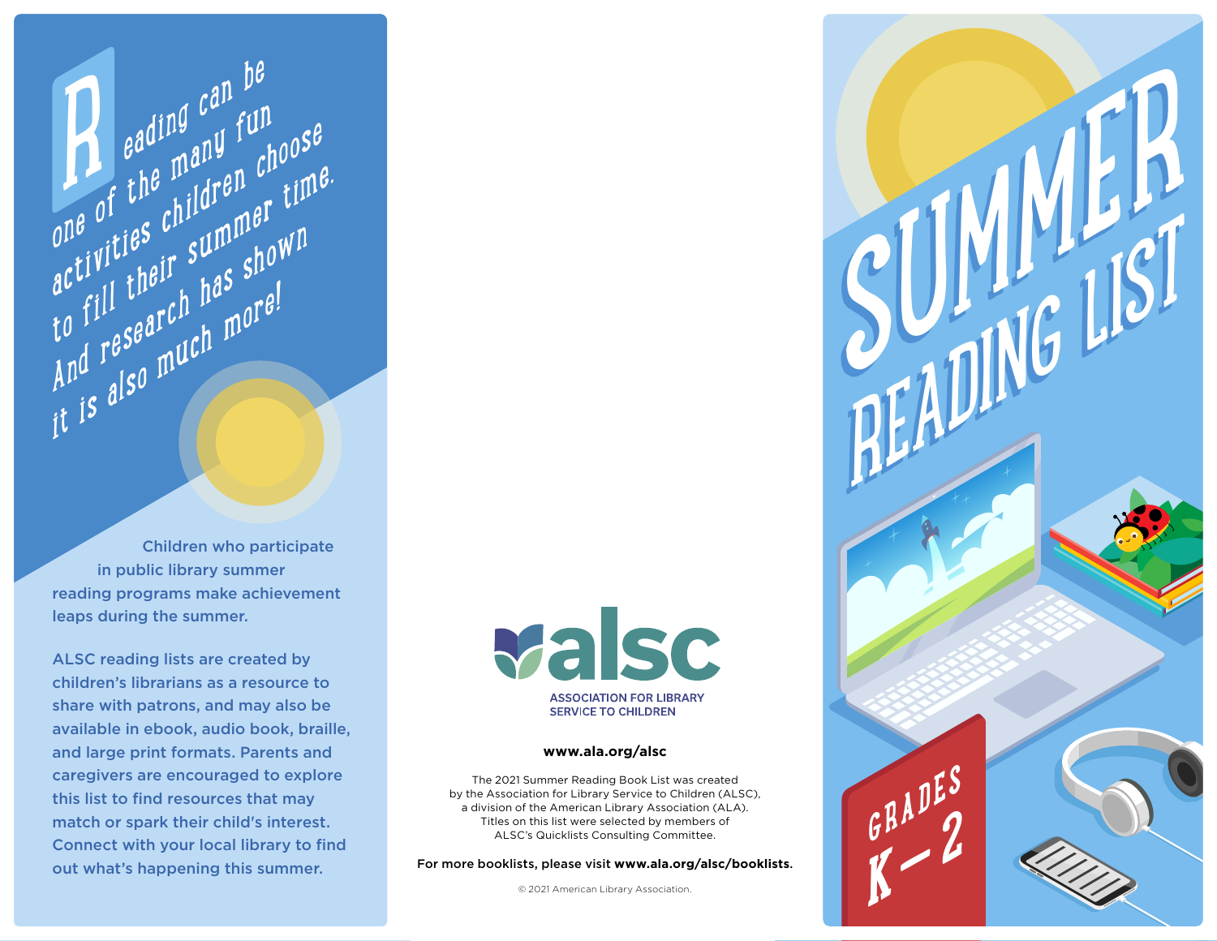Reading can be one of the many fun activities children choose to fill their summer time. And research has shown it is also much more!

Children who participate in public library summer reading programs make achievement leaps during the summer.

ALSC reading lists are created by children's librarians as a resource to share with patrons, and may also be available in ebook, audio book, braille, and large print formats. Parents and caregivers are encouraged to explore this list to find resources that may match or spark their child's interest. Connect with your local library to find out what's happening this summer.

alsc

ASSOCIATION FOR LIBRARY SERVICE TO CHILDREN

**www.ala.org/alsc**

The 2021 Summer Reading Book List was created by the Association for Library Service to Children (ALSC), a division of the American Library Association (ALA). Titles on this list were selected by members of ALSC's Quicklists Consulting Committee.

**For more booklists, please visit www.ala.org/alsc/booklists.**

© 2021 American Library Association.

# SUMMER READING LIST

## GRADES K–2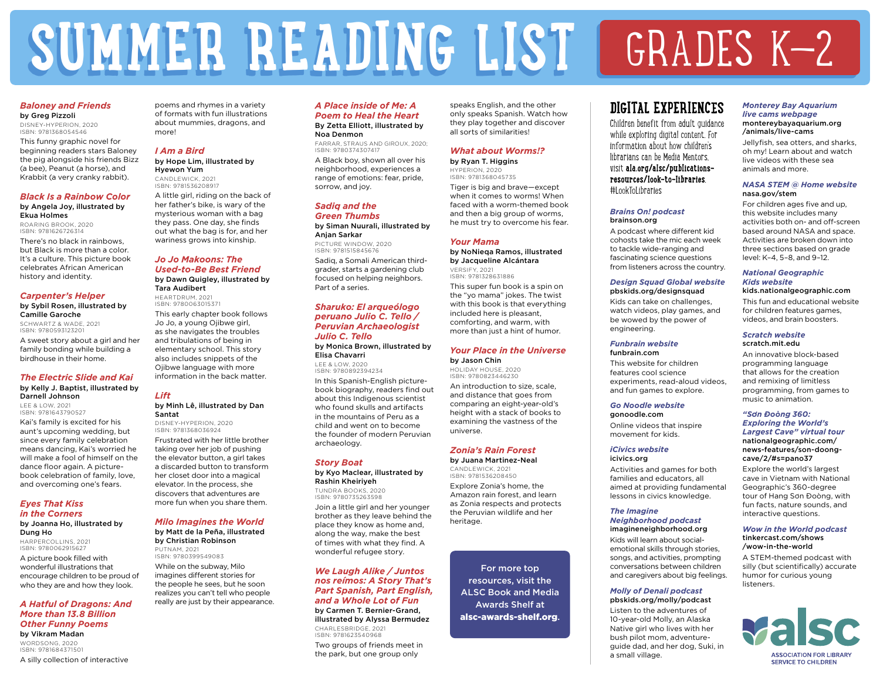# SUMMER READING LIST

## GRADES K–2

### *Baloney and Friends*
by Greg Pizzoli
DISNEY-HYPERION, 2020
ISBN: 9781368054546

This funny graphic novel for beginning readers stars Baloney the pig alongside his friends Bizz (a bee), Peanut (a horse), and Krabbit (a very cranky rabbit).

### *Black Is a Rainbow Color*
by Angela Joy, illustrated by Ekua Holmes
ROARING BROOK, 2020
ISBN: 9781626726314

There's no black in rainbows, but Black is more than a color. It's a culture. This picture book celebrates African American history and identity.

### *Carpenter's Helper*
by Sybil Rosen, illustrated by Camille Garoche
SCHWARTZ & WADE, 2021
ISBN: 9780593123201

A sweet story about a girl and her family bonding while building a birdhouse in their home.

### *The Electric Slide and Kai*
by Kelly J. Baptist, illustrated by Darnell Johnson
LEE & LOW, 2021
ISBN: 9781643790527

Kai's family is excited for his aunt's upcoming wedding, but since every family celebration means dancing, Kai's worried he will make a fool of himself on the dance floor again. A picture-book celebration of family, love, and overcoming one's fears.

### *Eyes That Kiss in the Corners*
by Joanna Ho, illustrated by Dung Ho
HARPERCOLLINS, 2021
ISBN: 9780062915627

A picture book filled with wonderful illustrations that encourage children to be proud of who they are and how they look.

### *A Hatful of Dragons: And More Than 13.8 Billion Other Funny Poems*
by Vikram Madan
WORDSONG, 2020
ISBN: 9781684371501

A silly collection of interactive poems and rhymes in a variety of formats with fun illustrations about mummies, dragons, and more!

### *I Am a Bird*
by Hope Lim, illustrated by Hyewon Yum
CANDLEWICK, 2021
ISBN: 9781536208917

A little girl, riding on the back of her father's bike, is wary of the mysterious woman with a bag they pass. One day, she finds out what the bag is for, and her wariness grows into kinship.

### *Jo Jo Makoons: The Used-to-Be Best Friend*
by Dawn Quigley, illustrated by Tara Audibert
HEARTDRUM, 2021
ISBN: 9780063015371

This early chapter book follows Jo Jo, a young Ojibwe girl, as she navigates the troubles and tribulations of being in elementary school. This story also includes snippets of the Ojibwe language with more information in the back matter.

### *Lift*
by Minh Lê, illustrated by Dan Santat
DISNEY-HYPERION, 2020
ISBN: 9781368036924

Frustrated with her little brother taking over her job of pushing the elevator button, a girl takes a discarded button to transform her closet door into a magical elevator. In the process, she discovers that adventures are more fun when you share them.

### *Milo Imagines the World*
by Matt de la Peña, illustrated by Christian Robinson
PUTNAM, 2021
ISBN: 9780399549083

While on the subway, Milo imagines different stories for the people he sees, but he soon realizes you can't tell who people really are just by their appearance.

### *A Place inside of Me: A Poem to Heal the Heart*
By Zetta Elliott, illustrated by Noa Denmon
FARRAR, STRAUS AND GIROUX, 2020;
ISBN: 9780374307417

A Black boy, shown all over his neighborhood, experiences a range of emotions: fear, pride, sorrow, and joy.

### *Sadiq and the Green Thumbs*
by Siman Nuurali, illustrated by Anjan Sarkar
PICTURE WINDOW, 2020
ISBN: 9781515845676

Sadiq, a Somali American third-grader, starts a gardening club focused on helping neighbors. Part of a series.

### *Sharuko: El arqueólogo peruano Julio C. Tello / Peruvian Archaeologist Julio C. Tello*
by Monica Brown, illustrated by Elisa Chavarri
LEE & LOW, 2020
ISBN: 9780892394234

In this Spanish-English picture-book biography, readers find out about this Indigenous scientist who found skulls and artifacts in the mountains of Peru as a child and went on to become the founder of modern Peruvian archaeology.

### *Story Boat*
by Kyo Maclear, illustrated by Rashin Kheiriyeh
TUNDRA BOOKS, 2020
ISBN: 9780735263598

Join a little girl and her younger brother as they leave behind the place they know as home and, along the way, make the best of times with what they find. A wonderful refugee story.

### *We Laugh Alike / Juntos nos reímos: A Story That's Part Spanish, Part English, and a Whole Lot of Fun*
by Carmen T. Bernier-Grand, illustrated by Alyssa Bermudez
CHARLESBRIDGE, 2021
ISBN: 9781623540968

Two groups of friends meet in the park, but one group only speaks English, and the other only speaks Spanish. Watch how they play together and discover all sorts of similarities!

### *What about Worms!?*
by Ryan T. Higgins
HYPERION, 2020
ISBN: 9781368045735

Tiger is big and brave—except when it comes to worms! When faced with a worm-themed book and then a big group of worms, he must try to overcome his fear.

### *Your Mama*
by NoNieqa Ramos, illustrated by Jacqueline Alcántara
VERSIFY, 2021
ISBN: 9781328631886

This super fun book is a spin on the "yo mama" jokes. The twist with this book is that everything included here is pleasant, comforting, and warm, with more than just a hint of humor.

### *Your Place in the Universe*
by Jason Chin
HOLIDAY HOUSE, 2020
ISBN: 9780823446230

An introduction to size, scale, and distance that goes from comparing an eight-year-old's height with a stack of books to examining the vastness of the universe.

### *Zonia's Rain Forest*
by Juana Martinez-Neal
CANDLEWICK, 2021
ISBN: 9781536208450

Explore Zonia's home, the Amazon rain forest, and learn as Zonia respects and protects the Peruvian wildlife and her heritage.

For more top resources, visit the ALSC Book and Media Awards Shelf at **alsc-awards-shelf.org**.

## DIGITAL EXPERIENCES

Children benefit from adult guidance while exploring digital content. For information about how children's librarians can be Media Mentors, visit **ala.org/alsc/publications-resources/look-to-libraries**. #LookToLibraries

### *Brains On! podcast*
**brainson.org**

A podcast where different kid cohosts take the mic each week to tackle wide-ranging and fascinating science questions from listeners across the country.

### *Design Squad Global website*
**pbskids.org/designsquad**

Kids can take on challenges, watch videos, play games, and be wowed by the power of engineering.

### *Funbrain website*
**funbrain.com**

This website for children features cool science experiments, read-aloud videos, and fun games to explore.

### *Go Noodle website*
**gonoodle.com**

Online videos that inspire movement for kids.

### *iCivics website*
**icivics.org**

Activities and games for both families and educators, all aimed at providing fundamental lessons in civics knowledge.

### *The Imagine Neighborhood podcast*
**imagineneighborhood.org**

Kids will learn about social-emotional skills through stories, songs, and activities, prompting conversations between children and caregivers about big feelings.

### *Molly of Denali podcast*
**pbskids.org/molly/podcast**

Listen to the adventures of 10-year-old Molly, an Alaska Native girl who lives with her bush pilot mom, adventure-guide dad, and her dog, Suki, in a small village.

### *Monterey Bay Aquarium live cams webpage*
**montereybayaquarium.org/animals/live-cams**

Jellyfish, sea otters, and sharks, oh my! Learn about and watch live videos with these sea animals and more.

### *NASA STEM @ Home website*
**nasa.gov/stem**

For children ages five and up, this website includes many activities both on- and off-screen based around NASA and space. Activities are broken down into three sections based on grade level: K–4, 5–8, and 9–12.

### *National Geographic Kids website*
**kids.nationalgeographic.com**

This fun and educational website for children features games, videos, and brain boosters.

### *Scratch website*
**scratch.mit.edu**

An innovative block-based programming language that allows for the creation and remixing of limitless programming, from games to music to animation.

### *"Sơn Đoòng 360: Exploring the World's Largest Cave" virtual tour*
**nationalgeographic.com/news-features/son-doong-cave/2/#s=pano37**

Explore the world's largest cave in Vietnam with National Geographic's 360-degree tour of Hang Sơn Đoòng, with fun facts, nature sounds, and interactive questions.

### *Wow in the World podcast*
**tinkercast.com/shows/wow-in-the-world**

A STEM-themed podcast with silly (but scientifically) accurate humor for curious young listeners.

alsc
ASSOCIATION FOR LIBRARY SERVICE TO CHILDREN